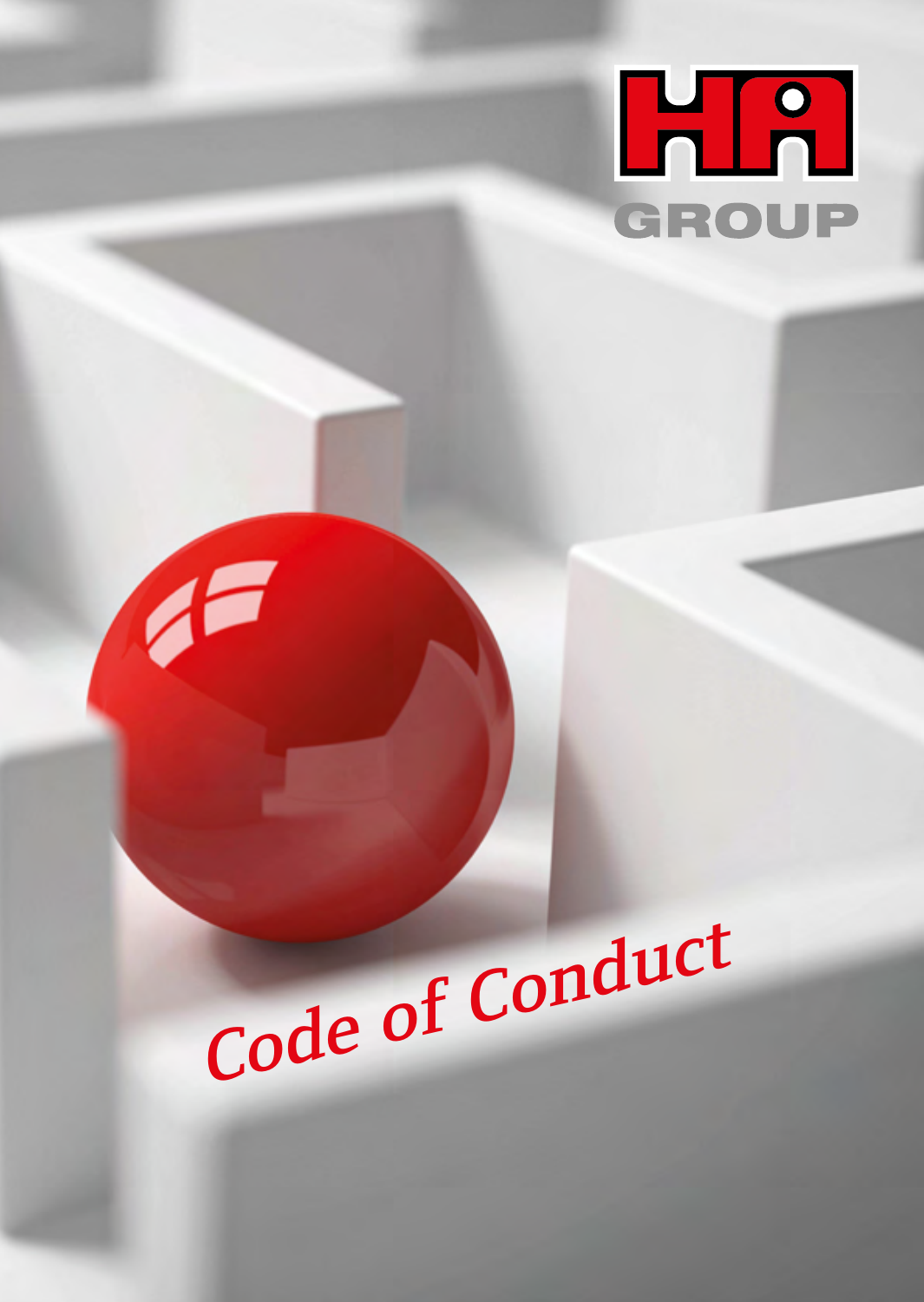HA GROUP

# Code of Conduct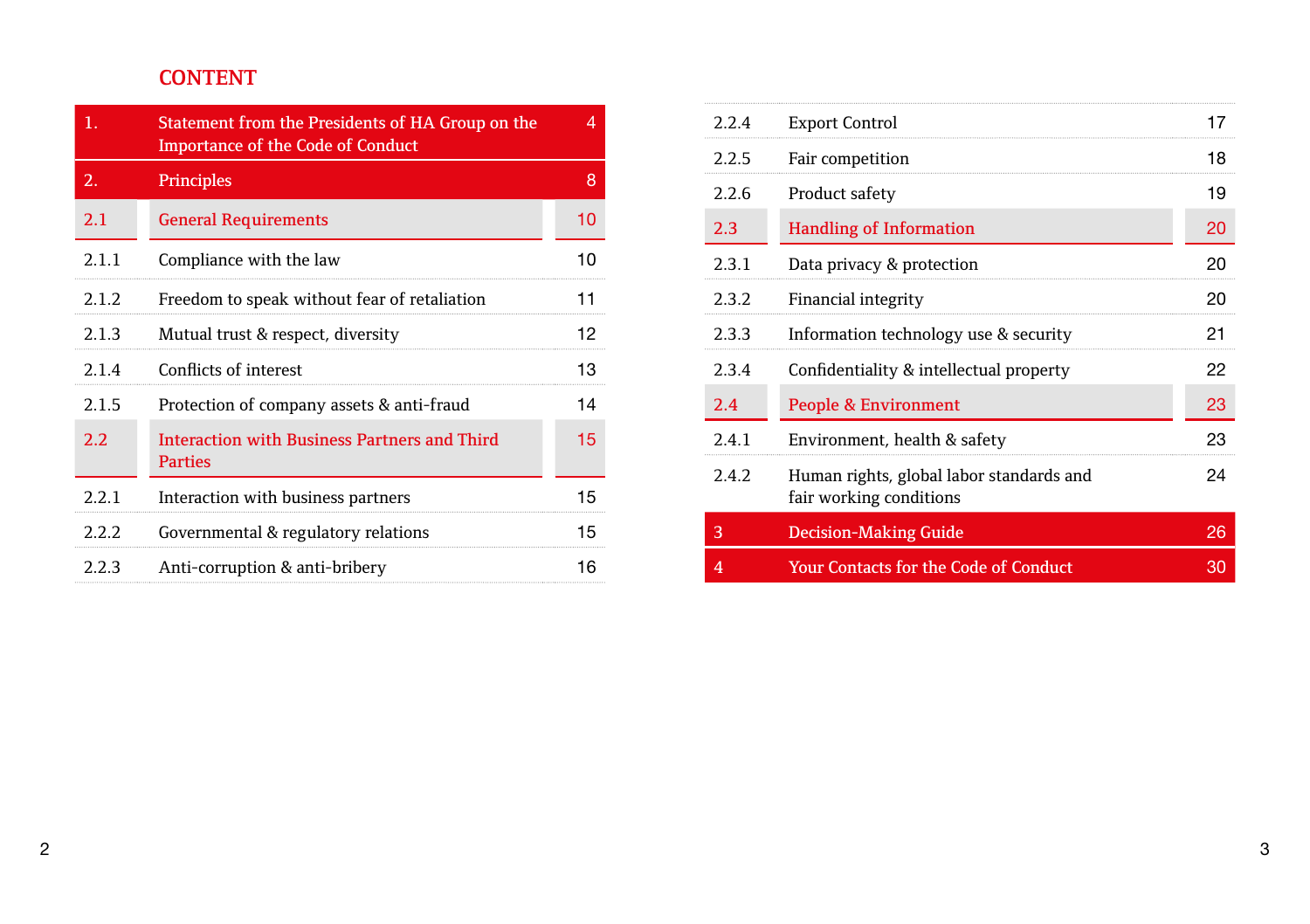## CONTENT

| | | |
|---|---|---|
| 1. | Statement from the Presidents of HA Group on the Importance of the Code of Conduct | 4 |
| 2. | Principles | 8 |
| 2.1 | General Requirements | 10 |
| 2.1.1 | Compliance with the law | 10 |
| 2.1.2 | Freedom to speak without fear of retaliation | 11 |
| 2.1.3 | Mutual trust & respect, diversity | 12 |
| 2.1.4 | Conflicts of interest | 13 |
| 2.1.5 | Protection of company assets & anti-fraud | 14 |
| 2.2 | Interaction with Business Partners and Third Parties | 15 |
| 2.2.1 | Interaction with business partners | 15 |
| 2.2.2 | Governmental & regulatory relations | 15 |
| 2.2.3 | Anti-corruption & anti-bribery | 16 |
| 2.2.4 | Export Control | 17 |
| 2.2.5 | Fair competition | 18 |
| 2.2.6 | Product safety | 19 |
| 2.3 | Handling of Information | 20 |
| 2.3.1 | Data privacy & protection | 20 |
| 2.3.2 | Financial integrity | 20 |
| 2.3.3 | Information technology use & security | 21 |
| 2.3.4 | Confidentiality & intellectual property | 22 |
| 2.4 | People & Environment | 23 |
| 2.4.1 | Environment, health & safety | 23 |
| 2.4.2 | Human rights, global labor standards and fair working conditions | 24 |
| 3 | Decision-Making Guide | 26 |
| 4 | Your Contacts for the Code of Conduct | 30 |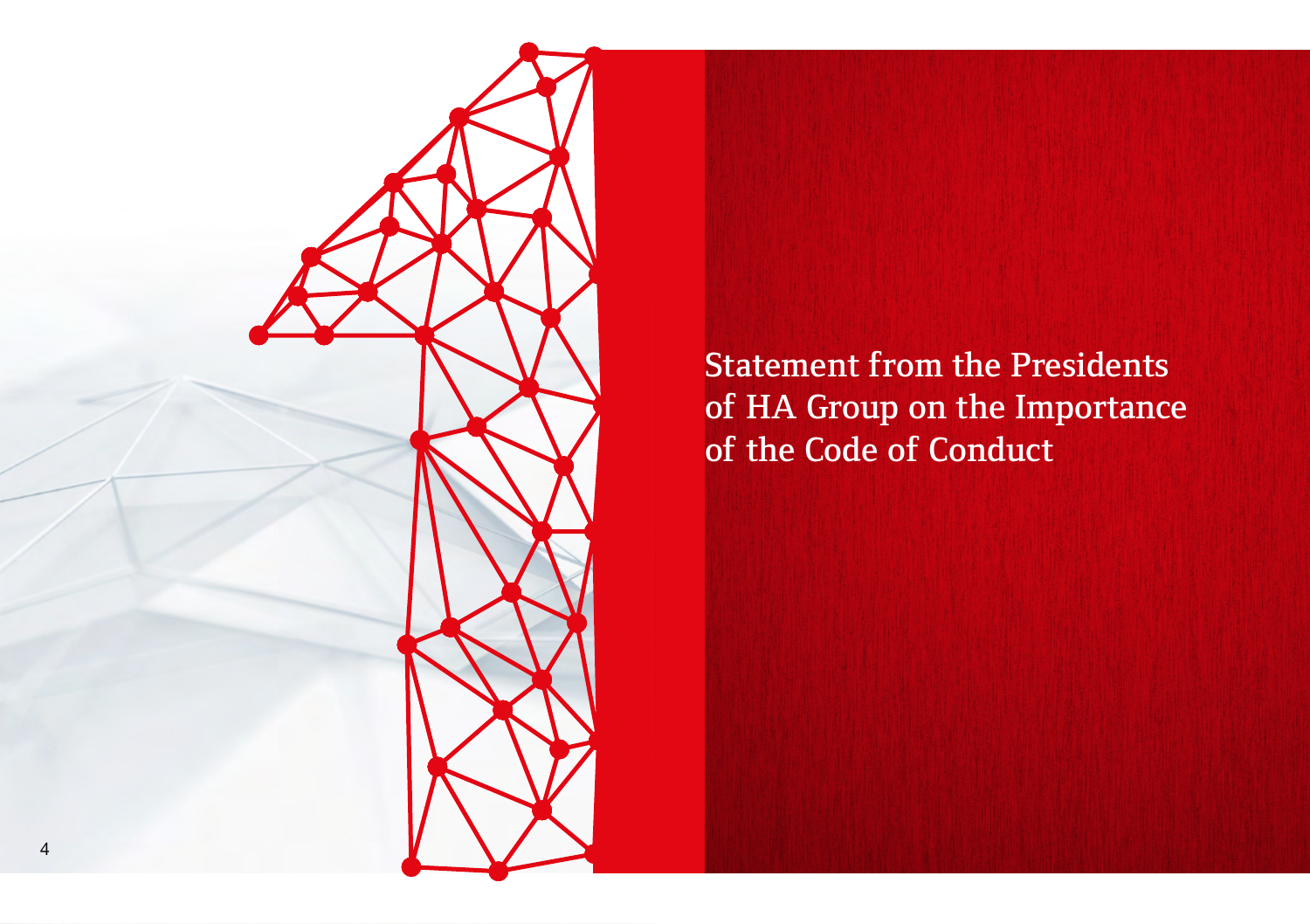# Statement from the Presidents of HA Group on the Importance of the Code of Conduct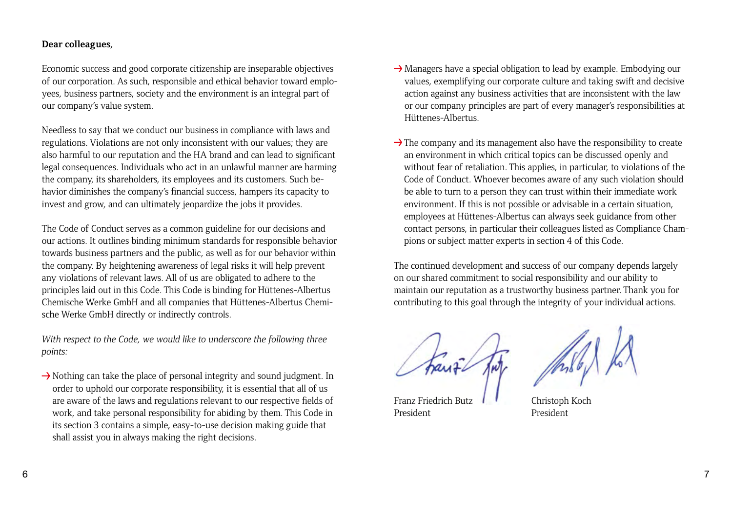**Dear colleagues,**

Economic success and good corporate citizenship are inseparable objectives of our corporation. As such, responsible and ethical behavior toward employees, business partners, society and the environment is an integral part of our company's value system.

Needless to say that we conduct our business in compliance with laws and regulations. Violations are not only inconsistent with our values; they are also harmful to our reputation and the HA brand and can lead to significant legal consequences. Individuals who act in an unlawful manner are harming the company, its shareholders, its employees and its customers. Such behavior diminishes the company's financial success, hampers its capacity to invest and grow, and can ultimately jeopardize the jobs it provides.

The Code of Conduct serves as a common guideline for our decisions and our actions. It outlines binding minimum standards for responsible behavior towards business partners and the public, as well as for our behavior within the company. By heightening awareness of legal risks it will help prevent any violations of relevant laws. All of us are obligated to adhere to the principles laid out in this Code. This Code is binding for Hüttenes-Albertus Chemische Werke GmbH and all companies that Hüttenes-Albertus Chemische Werke GmbH directly or indirectly controls.

*With respect to the Code, we would like to underscore the following three points:*

→ Nothing can take the place of personal integrity and sound judgment. In order to uphold our corporate responsibility, it is essential that all of us are aware of the laws and regulations relevant to our respective fields of work, and take personal responsibility for abiding by them. This Code in its section 3 contains a simple, easy-to-use decision making guide that shall assist you in always making the right decisions.

→ Managers have a special obligation to lead by example. Embodying our values, exemplifying our corporate culture and taking swift and decisive action against any business activities that are inconsistent with the law or our company principles are part of every manager's responsibilities at Hüttenes-Albertus.

→ The company and its management also have the responsibility to create an environment in which critical topics can be discussed openly and without fear of retaliation. This applies, in particular, to violations of the Code of Conduct. Whoever becomes aware of any such violation should be able to turn to a person they can trust within their immediate work environment. If this is not possible or advisable in a certain situation, employees at Hüttenes-Albertus can always seek guidance from other contact persons, in particular their colleagues listed as Compliance Champions or subject matter experts in section 4 of this Code.

The continued development and success of our company depends largely on our shared commitment to social responsibility and our ability to maintain our reputation as a trustworthy business partner. Thank you for contributing to this goal through the integrity of your individual actions.

Franz Friedrich Butz
President

Christoph Koch
President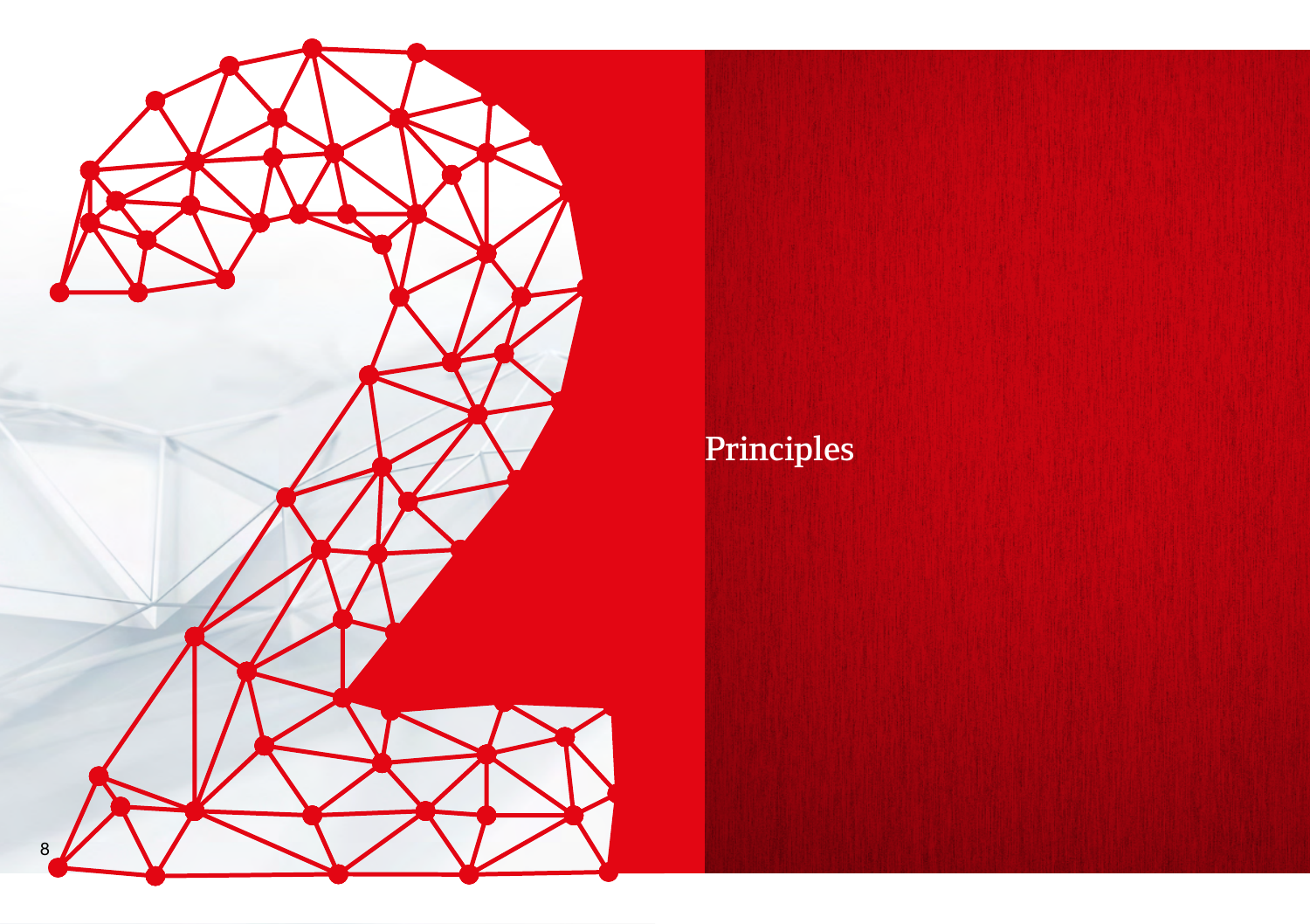# 2 Principles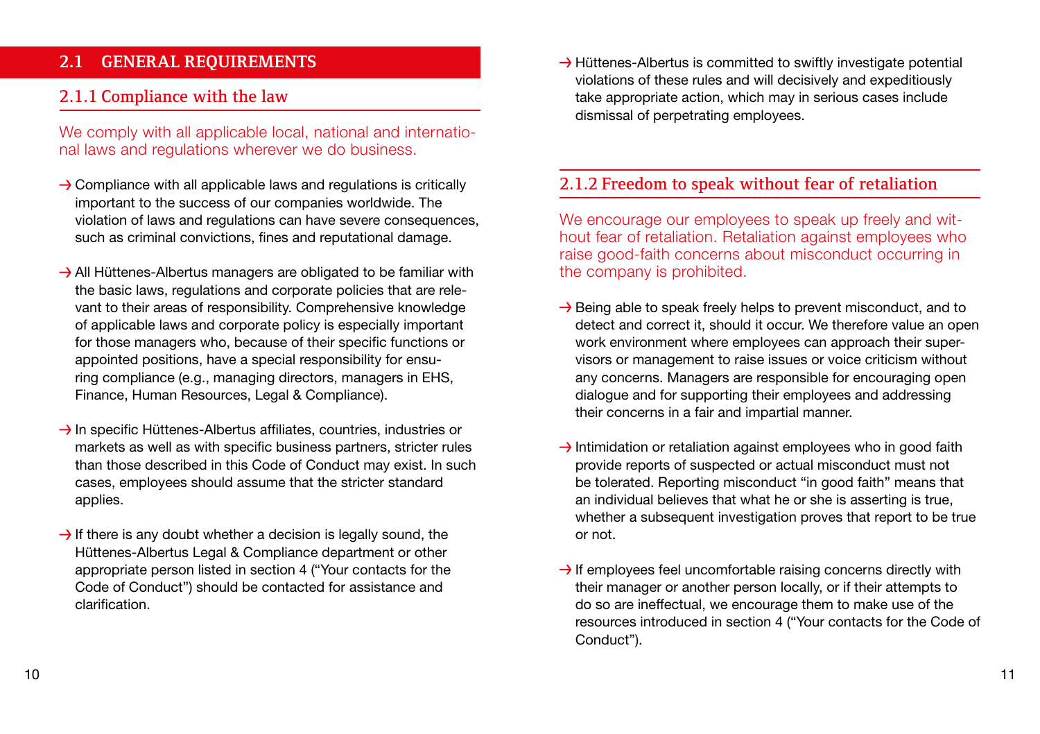## 2.1 GENERAL REQUIREMENTS

### 2.1.1 Compliance with the law

We comply with all applicable local, national and international laws and regulations wherever we do business.

→ Compliance with all applicable laws and regulations is critically important to the success of our companies worldwide. The violation of laws and regulations can have severe consequences, such as criminal convictions, fines and reputational damage.

→ All Hüttenes-Albertus managers are obligated to be familiar with the basic laws, regulations and corporate policies that are relevant to their areas of responsibility. Comprehensive knowledge of applicable laws and corporate policy is especially important for those managers who, because of their specific functions or appointed positions, have a special responsibility for ensuring compliance (e.g., managing directors, managers in EHS, Finance, Human Resources, Legal & Compliance).

→ In specific Hüttenes-Albertus affiliates, countries, industries or markets as well as with specific business partners, stricter rules than those described in this Code of Conduct may exist. In such cases, employees should assume that the stricter standard applies.

→ If there is any doubt whether a decision is legally sound, the Hüttenes-Albertus Legal & Compliance department or other appropriate person listed in section 4 ("Your contacts for the Code of Conduct") should be contacted for assistance and clarification.

→ Hüttenes-Albertus is committed to swiftly investigate potential violations of these rules and will decisively and expeditiously take appropriate action, which may in serious cases include dismissal of perpetrating employees.

### 2.1.2 Freedom to speak without fear of retaliation

We encourage our employees to speak up freely and without fear of retaliation. Retaliation against employees who raise good-faith concerns about misconduct occurring in the company is prohibited.

→ Being able to speak freely helps to prevent misconduct, and to detect and correct it, should it occur. We therefore value an open work environment where employees can approach their supervisors or management to raise issues or voice criticism without any concerns. Managers are responsible for encouraging open dialogue and for supporting their employees and addressing their concerns in a fair and impartial manner.

→ Intimidation or retaliation against employees who in good faith provide reports of suspected or actual misconduct must not be tolerated. Reporting misconduct "in good faith" means that an individual believes that what he or she is asserting is true, whether a subsequent investigation proves that report to be true or not.

→ If employees feel uncomfortable raising concerns directly with their manager or another person locally, or if their attempts to do so are ineffectual, we encourage them to make use of the resources introduced in section 4 ("Your contacts for the Code of Conduct").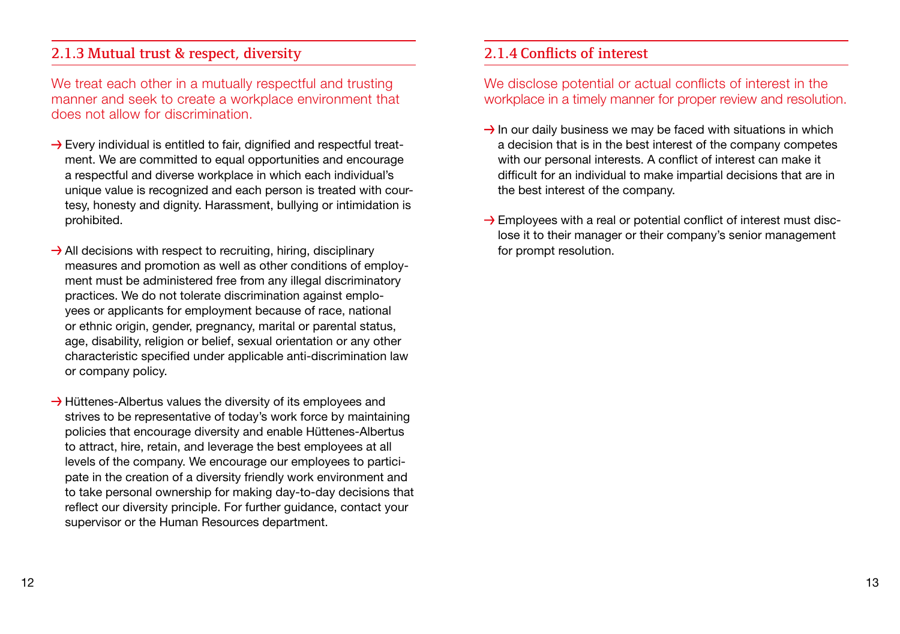### 2.1.3 Mutual trust & respect, diversity

We treat each other in a mutually respectful and trusting manner and seek to create a workplace environment that does not allow for discrimination.

→ Every individual is entitled to fair, dignified and respectful treatment. We are committed to equal opportunities and encourage a respectful and diverse workplace in which each individual's unique value is recognized and each person is treated with courtesy, honesty and dignity. Harassment, bullying or intimidation is prohibited.

→ All decisions with respect to recruiting, hiring, disciplinary measures and promotion as well as other conditions of employment must be administered free from any illegal discriminatory practices. We do not tolerate discrimination against employees or applicants for employment because of race, national or ethnic origin, gender, pregnancy, marital or parental status, age, disability, religion or belief, sexual orientation or any other characteristic specified under applicable anti-discrimination law or company policy.

→ Hüttenes-Albertus values the diversity of its employees and strives to be representative of today's work force by maintaining policies that encourage diversity and enable Hüttenes-Albertus to attract, hire, retain, and leverage the best employees at all levels of the company. We encourage our employees to participate in the creation of a diversity friendly work environment and to take personal ownership for making day-to-day decisions that reflect our diversity principle. For further guidance, contact your supervisor or the Human Resources department.

### 2.1.4 Conflicts of interest

We disclose potential or actual conflicts of interest in the workplace in a timely manner for proper review and resolution.

→ In our daily business we may be faced with situations in which a decision that is in the best interest of the company competes with our personal interests. A conflict of interest can make it difficult for an individual to make impartial decisions that are in the best interest of the company.

→ Employees with a real or potential conflict of interest must disclose it to their manager or their company's senior management for prompt resolution.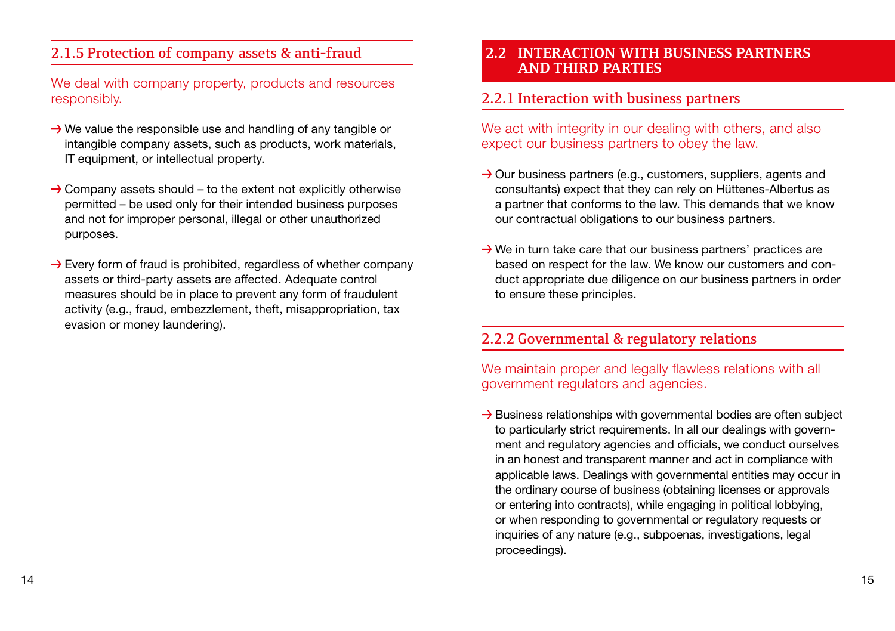### 2.1.5 Protection of company assets & anti-fraud

We deal with company property, products and resources responsibly.

- → We value the responsible use and handling of any tangible or intangible company assets, such as products, work materials, IT equipment, or intellectual property.
- → Company assets should – to the extent not explicitly otherwise permitted – be used only for their intended business purposes and not for improper personal, illegal or other unauthorized purposes.
- → Every form of fraud is prohibited, regardless of whether company assets or third-party assets are affected. Adequate control measures should be in place to prevent any form of fraudulent activity (e.g., fraud, embezzlement, theft, misappropriation, tax evasion or money laundering).

## 2.2 INTERACTION WITH BUSINESS PARTNERS AND THIRD PARTIES

### 2.2.1 Interaction with business partners

We act with integrity in our dealing with others, and also expect our business partners to obey the law.

- → Our business partners (e.g., customers, suppliers, agents and consultants) expect that they can rely on Hüttenes-Albertus as a partner that conforms to the law. This demands that we know our contractual obligations to our business partners.
- → We in turn take care that our business partners' practices are based on respect for the law. We know our customers and conduct appropriate due diligence on our business partners in order to ensure these principles.

### 2.2.2 Governmental & regulatory relations

We maintain proper and legally flawless relations with all government regulators and agencies.

- → Business relationships with governmental bodies are often subject to particularly strict requirements. In all our dealings with government and regulatory agencies and officials, we conduct ourselves in an honest and transparent manner and act in compliance with applicable laws. Dealings with governmental entities may occur in the ordinary course of business (obtaining licenses or approvals or entering into contracts), while engaging in political lobbying, or when responding to governmental or regulatory requests or inquiries of any nature (e.g., subpoenas, investigations, legal proceedings).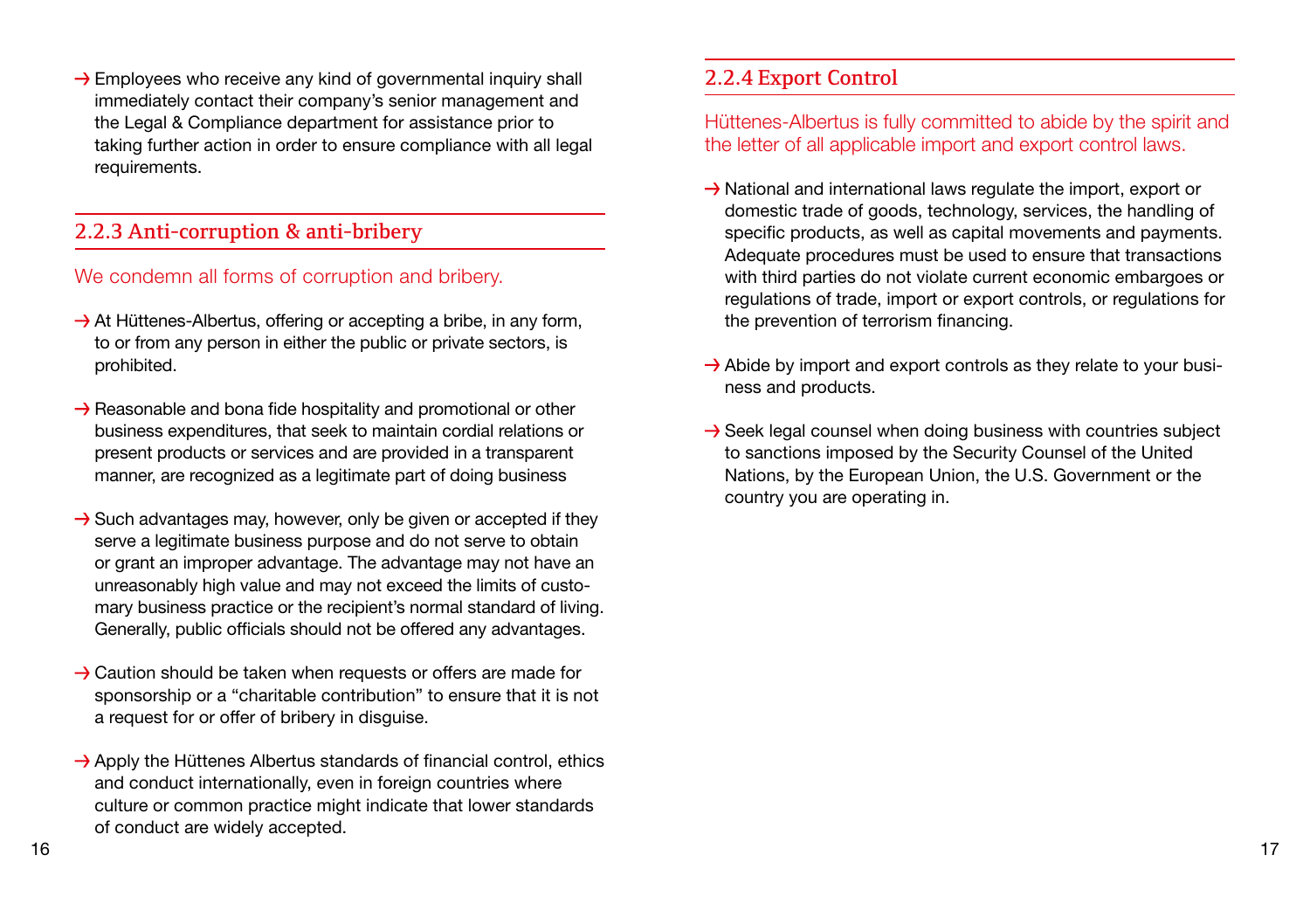- → Employees who receive any kind of governmental inquiry shall immediately contact their company's senior management and the Legal & Compliance department for assistance prior to taking further action in order to ensure compliance with all legal requirements.

### 2.2.3 Anti-corruption & anti-bribery

We condemn all forms of corruption and bribery.

- → At Hüttenes-Albertus, offering or accepting a bribe, in any form, to or from any person in either the public or private sectors, is prohibited.
- → Reasonable and bona fide hospitality and promotional or other business expenditures, that seek to maintain cordial relations or present products or services and are provided in a transparent manner, are recognized as a legitimate part of doing business
- → Such advantages may, however, only be given or accepted if they serve a legitimate business purpose and do not serve to obtain or grant an improper advantage. The advantage may not have an unreasonably high value and may not exceed the limits of customary business practice or the recipient's normal standard of living. Generally, public officials should not be offered any advantages.
- → Caution should be taken when requests or offers are made for sponsorship or a "charitable contribution" to ensure that it is not a request for or offer of bribery in disguise.
- → Apply the Hüttenes Albertus standards of financial control, ethics and conduct internationally, even in foreign countries where culture or common practice might indicate that lower standards of conduct are widely accepted.

### 2.2.4 Export Control

Hüttenes-Albertus is fully committed to abide by the spirit and the letter of all applicable import and export control laws.

- → National and international laws regulate the import, export or domestic trade of goods, technology, services, the handling of specific products, as well as capital movements and payments. Adequate procedures must be used to ensure that transactions with third parties do not violate current economic embargoes or regulations of trade, import or export controls, or regulations for the prevention of terrorism financing.
- → Abide by import and export controls as they relate to your business and products.
- → Seek legal counsel when doing business with countries subject to sanctions imposed by the Security Counsel of the United Nations, by the European Union, the U.S. Government or the country you are operating in.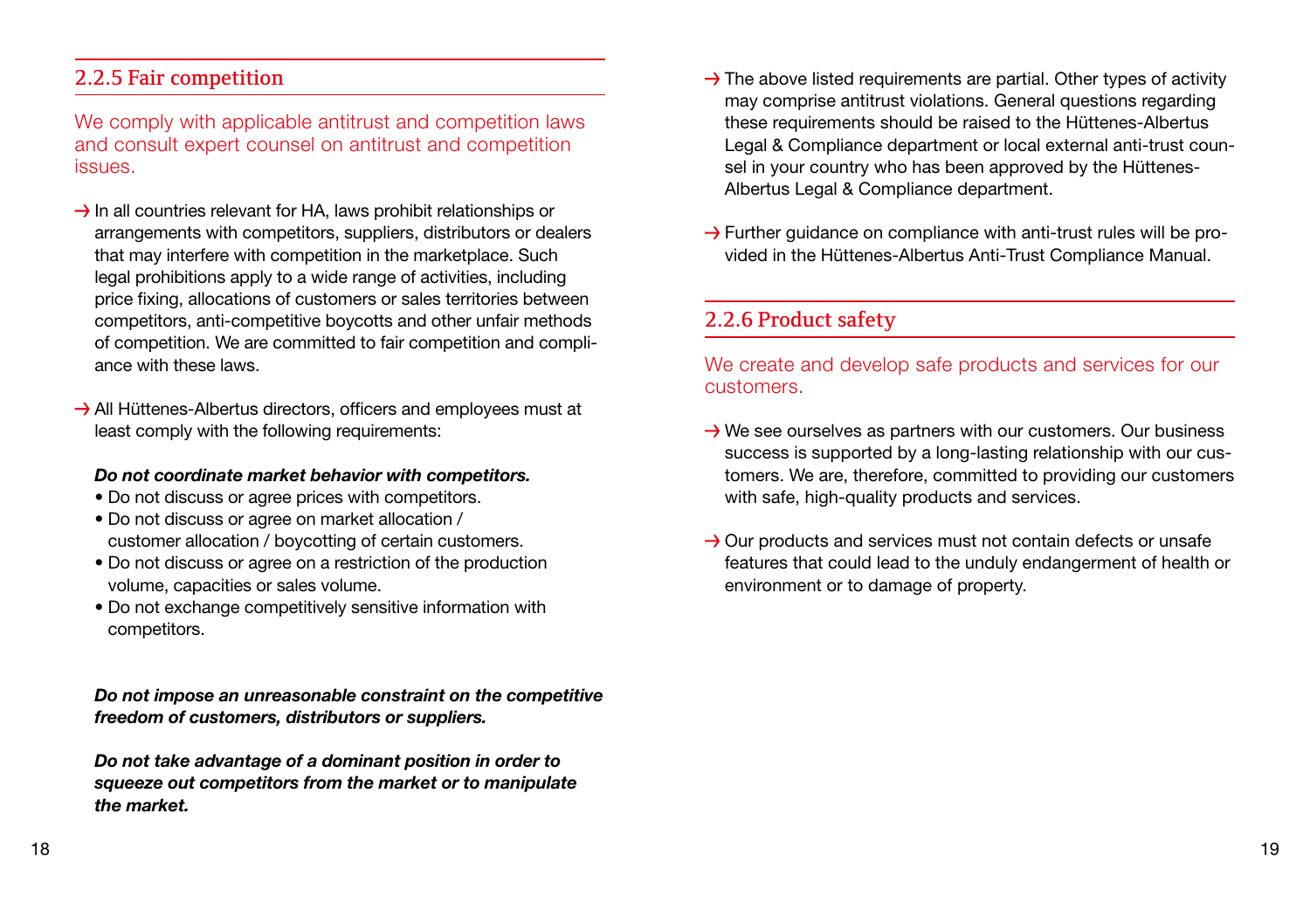### 2.2.5 Fair competition

We comply with applicable antitrust and competition laws and consult expert counsel on antitrust and competition issues.

→ In all countries relevant for HA, laws prohibit relationships or arrangements with competitors, suppliers, distributors or dealers that may interfere with competition in the marketplace. Such legal prohibitions apply to a wide range of activities, including price fixing, allocations of customers or sales territories between competitors, anti-competitive boycotts and other unfair methods of competition. We are committed to fair competition and compliance with these laws.

→ All Hüttenes-Albertus directors, officers and employees must at least comply with the following requirements:

***Do not coordinate market behavior with competitors.***

- Do not discuss or agree prices with competitors.
- Do not discuss or agree on market allocation / customer allocation / boycotting of certain customers.
- Do not discuss or agree on a restriction of the production volume, capacities or sales volume.
- Do not exchange competitively sensitive information with competitors.

***Do not impose an unreasonable constraint on the competitive freedom of customers, distributors or suppliers.***

***Do not take advantage of a dominant position in order to squeeze out competitors from the market or to manipulate the market.***

→ The above listed requirements are partial. Other types of activity may comprise antitrust violations. General questions regarding these requirements should be raised to the Hüttenes-Albertus Legal & Compliance department or local external anti-trust counsel in your country who has been approved by the Hüttenes-Albertus Legal & Compliance department.

→ Further guidance on compliance with anti-trust rules will be provided in the Hüttenes-Albertus Anti-Trust Compliance Manual.

### 2.2.6 Product safety

We create and develop safe products and services for our customers.

→ We see ourselves as partners with our customers. Our business success is supported by a long-lasting relationship with our customers. We are, therefore, committed to providing our customers with safe, high-quality products and services.

→ Our products and services must not contain defects or unsafe features that could lead to the unduly endangerment of health or environment or to damage of property.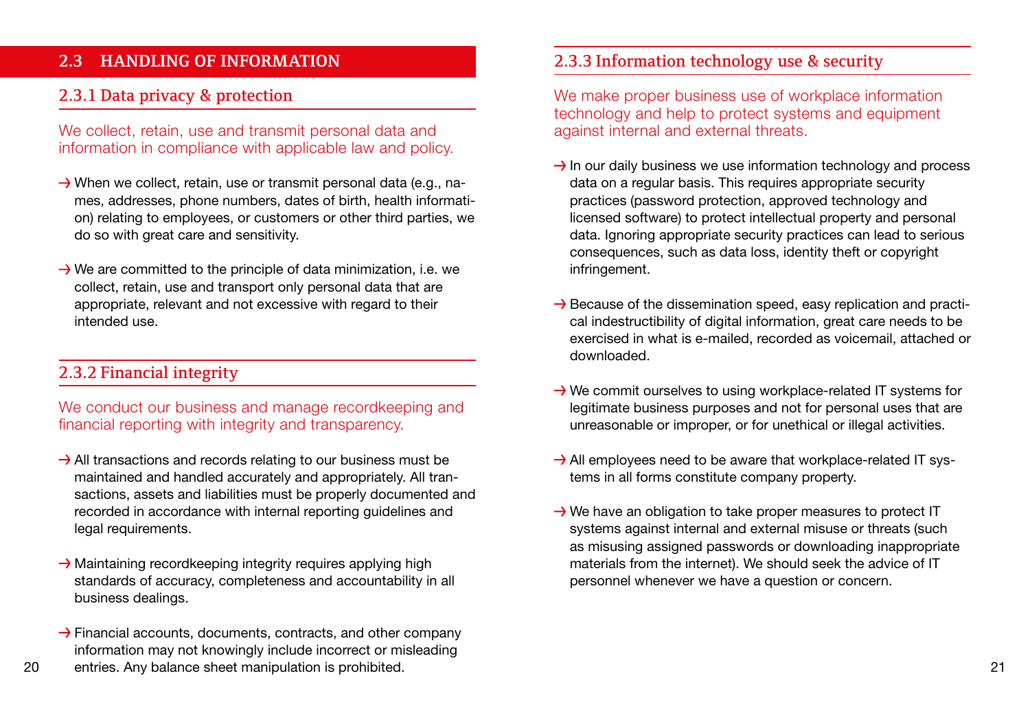## 2.3 HANDLING OF INFORMATION

### 2.3.1 Data privacy & protection

We collect, retain, use and transmit personal data and information in compliance with applicable law and policy.

→ When we collect, retain, use or transmit personal data (e.g., names, addresses, phone numbers, dates of birth, health information) relating to employees, or customers or other third parties, we do so with great care and sensitivity.

→ We are committed to the principle of data minimization, i.e. we collect, retain, use and transport only personal data that are appropriate, relevant and not excessive with regard to their intended use.

### 2.3.2 Financial integrity

We conduct our business and manage recordkeeping and financial reporting with integrity and transparency.

→ All transactions and records relating to our business must be maintained and handled accurately and appropriately. All transactions, assets and liabilities must be properly documented and recorded in accordance with internal reporting guidelines and legal requirements.

→ Maintaining recordkeeping integrity requires applying high standards of accuracy, completeness and accountability in all business dealings.

→ Financial accounts, documents, contracts, and other company information may not knowingly include incorrect or misleading entries. Any balance sheet manipulation is prohibited.

### 2.3.3 Information technology use & security

We make proper business use of workplace information technology and help to protect systems and equipment against internal and external threats.

→ In our daily business we use information technology and process data on a regular basis. This requires appropriate security practices (password protection, approved technology and licensed software) to protect intellectual property and personal data. Ignoring appropriate security practices can lead to serious consequences, such as data loss, identity theft or copyright infringement.

→ Because of the dissemination speed, easy replication and practical indestructibility of digital information, great care needs to be exercised in what is e-mailed, recorded as voicemail, attached or downloaded.

→ We commit ourselves to using workplace-related IT systems for legitimate business purposes and not for personal uses that are unreasonable or improper, or for unethical or illegal activities.

→ All employees need to be aware that workplace-related IT systems in all forms constitute company property.

→ We have an obligation to take proper measures to protect IT systems against internal and external misuse or threats (such as misusing assigned passwords or downloading inappropriate materials from the internet). We should seek the advice of IT personnel whenever we have a question or concern.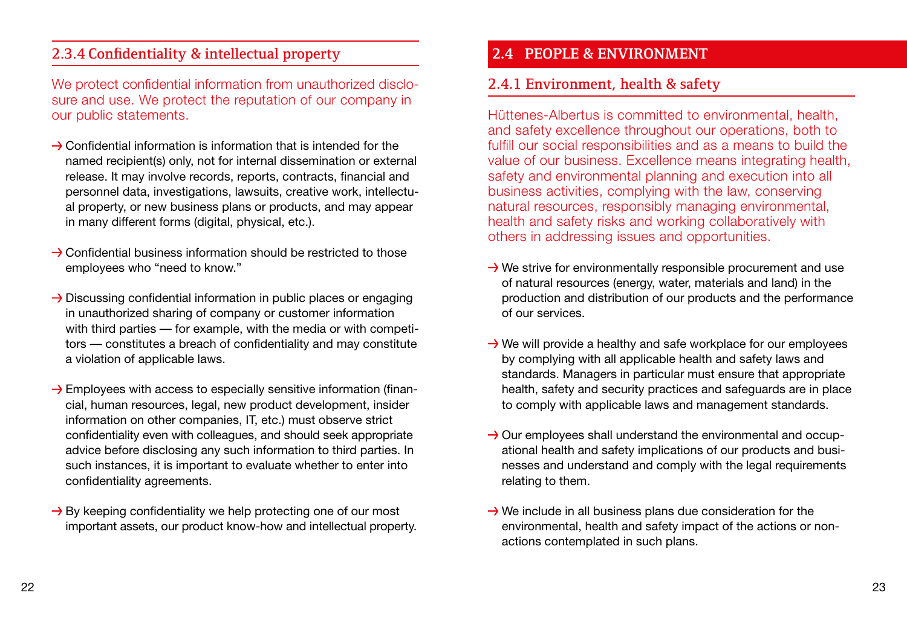### 2.3.4 Confidentiality & intellectual property

We protect confidential information from unauthorized disclosure and use. We protect the reputation of our company in our public statements.

→ Confidential information is information that is intended for the named recipient(s) only, not for internal dissemination or external release. It may involve records, reports, contracts, financial and personnel data, investigations, lawsuits, creative work, intellectual property, or new business plans or products, and may appear in many different forms (digital, physical, etc.).

→ Confidential business information should be restricted to those employees who "need to know."

→ Discussing confidential information in public places or engaging in unauthorized sharing of company or customer information with third parties — for example, with the media or with competitors — constitutes a breach of confidentiality and may constitute a violation of applicable laws.

→ Employees with access to especially sensitive information (financial, human resources, legal, new product development, insider information on other companies, IT, etc.) must observe strict confidentiality even with colleagues, and should seek appropriate advice before disclosing any such information to third parties. In such instances, it is important to evaluate whether to enter into confidentiality agreements.

→ By keeping confidentiality we help protecting one of our most important assets, our product know-how and intellectual property.

## 2.4 PEOPLE & ENVIRONMENT

### 2.4.1 Environment, health & safety

Hüttenes-Albertus is committed to environmental, health, and safety excellence throughout our operations, both to fulfill our social responsibilities and as a means to build the value of our business. Excellence means integrating health, safety and environmental planning and execution into all business activities, complying with the law, conserving natural resources, responsibly managing environmental, health and safety risks and working collaboratively with others in addressing issues and opportunities.

→ We strive for environmentally responsible procurement and use of natural resources (energy, water, materials and land) in the production and distribution of our products and the performance of our services.

→ We will provide a healthy and safe workplace for our employees by complying with all applicable health and safety laws and standards. Managers in particular must ensure that appropriate health, safety and security practices and safeguards are in place to comply with applicable laws and management standards.

→ Our employees shall understand the environmental and occupational health and safety implications of our products and businesses and understand and comply with the legal requirements relating to them.

→ We include in all business plans due consideration for the environmental, health and safety impact of the actions or non-actions contemplated in such plans.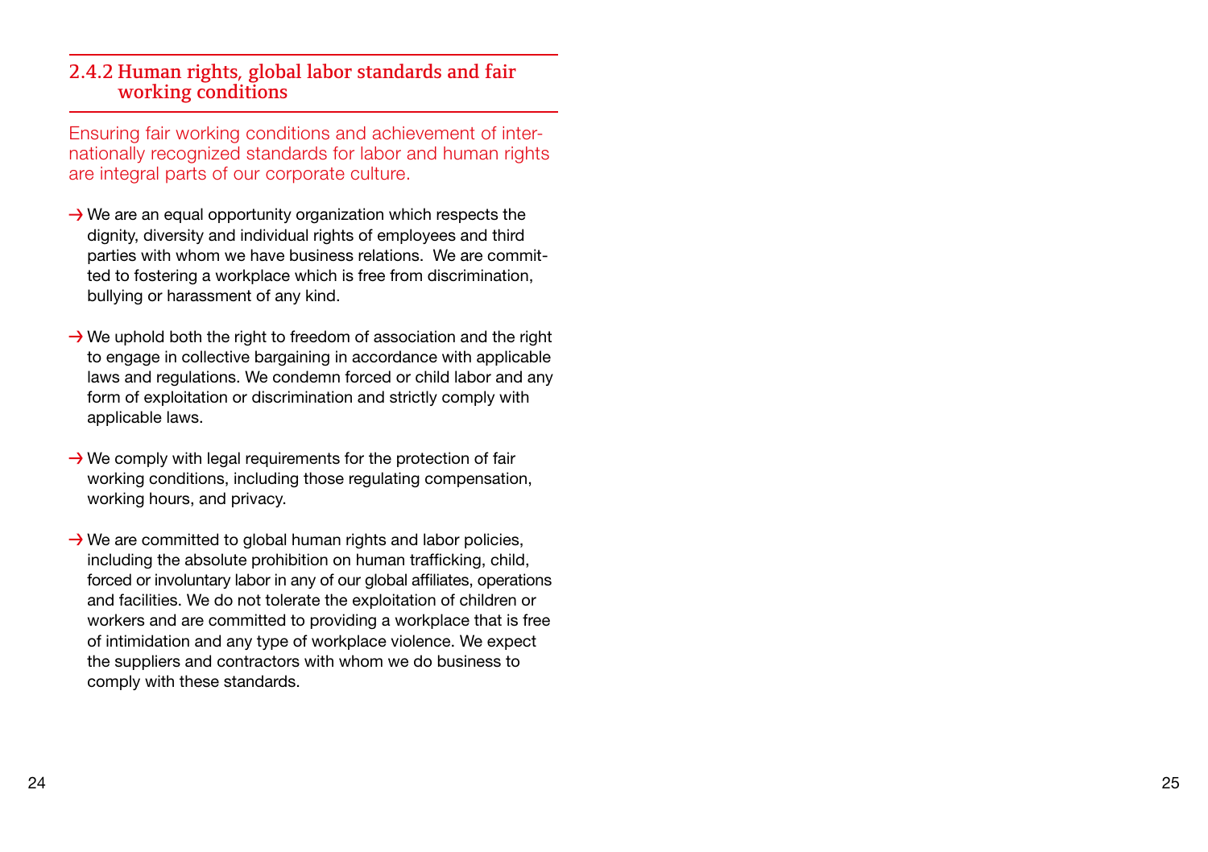### 2.4.2 Human rights, global labor standards and fair working conditions

Ensuring fair working conditions and achievement of internationally recognized standards for labor and human rights are integral parts of our corporate culture.

- We are an equal opportunity organization which respects the dignity, diversity and individual rights of employees and third parties with whom we have business relations. We are committed to fostering a workplace which is free from discrimination, bullying or harassment of any kind.
- We uphold both the right to freedom of association and the right to engage in collective bargaining in accordance with applicable laws and regulations. We condemn forced or child labor and any form of exploitation or discrimination and strictly comply with applicable laws.
- We comply with legal requirements for the protection of fair working conditions, including those regulating compensation, working hours, and privacy.
- We are committed to global human rights and labor policies, including the absolute prohibition on human trafficking, child, forced or involuntary labor in any of our global affiliates, operations and facilities. We do not tolerate the exploitation of children or workers and are committed to providing a workplace that is free of intimidation and any type of workplace violence. We expect the suppliers and contractors with whom we do business to comply with these standards.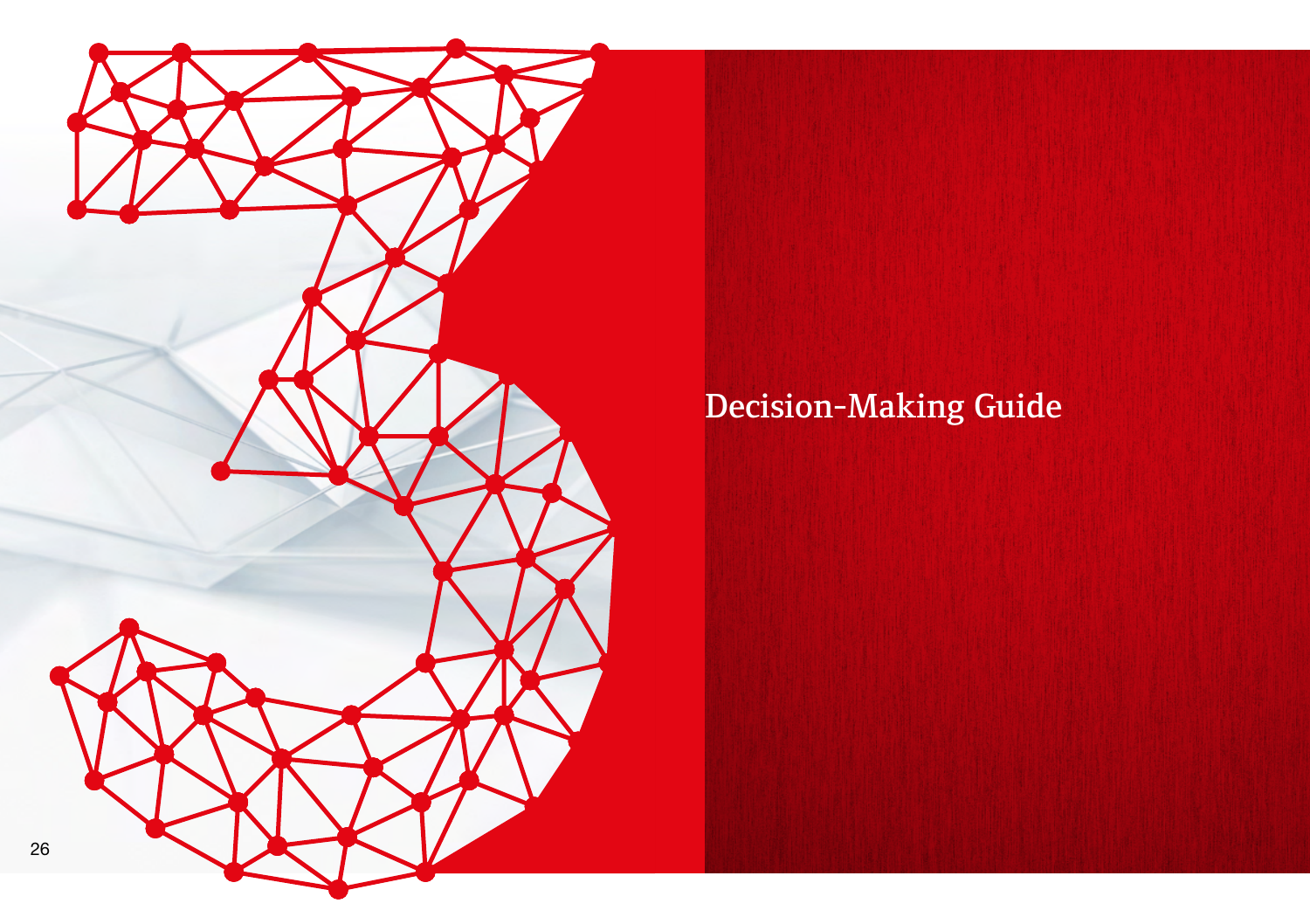# Decision-Making Guide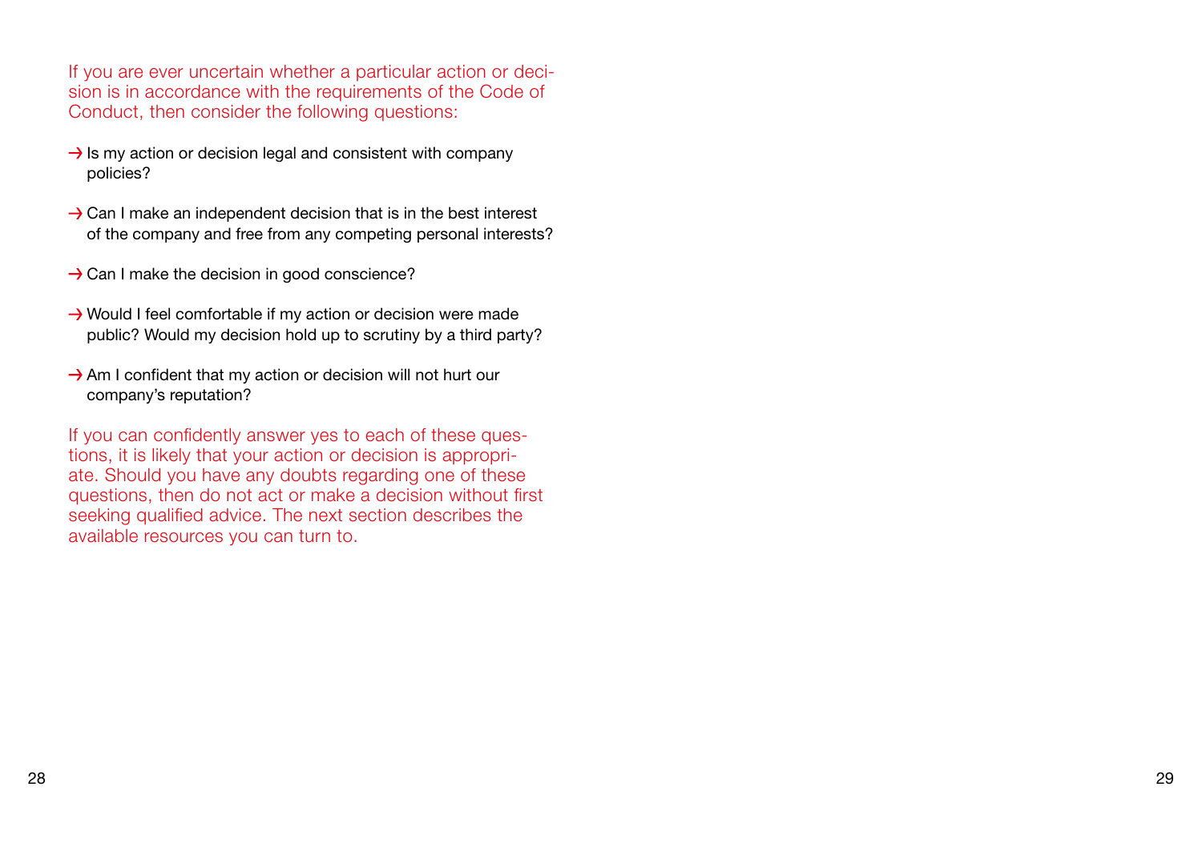If you are ever uncertain whether a particular action or decision is in accordance with the requirements of the Code of Conduct, then consider the following questions:

- Is my action or decision legal and consistent with company policies?
- Can I make an independent decision that is in the best interest of the company and free from any competing personal interests?
- Can I make the decision in good conscience?
- Would I feel comfortable if my action or decision were made public? Would my decision hold up to scrutiny by a third party?
- Am I confident that my action or decision will not hurt our company's reputation?

If you can confidently answer yes to each of these questions, it is likely that your action or decision is appropriate. Should you have any doubts regarding one of these questions, then do not act or make a decision without first seeking qualified advice. The next section describes the available resources you can turn to.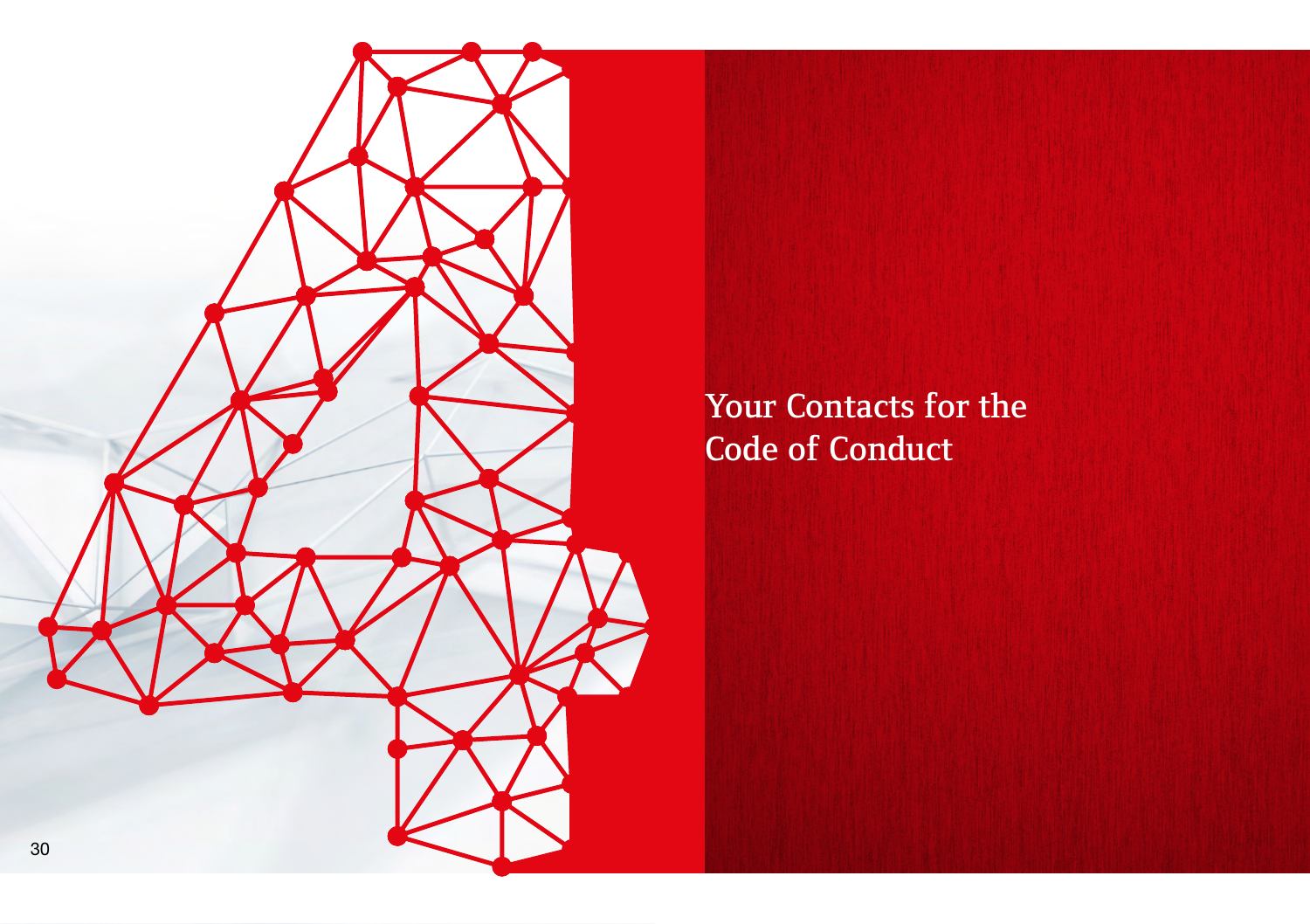# Your Contacts for the Code of Conduct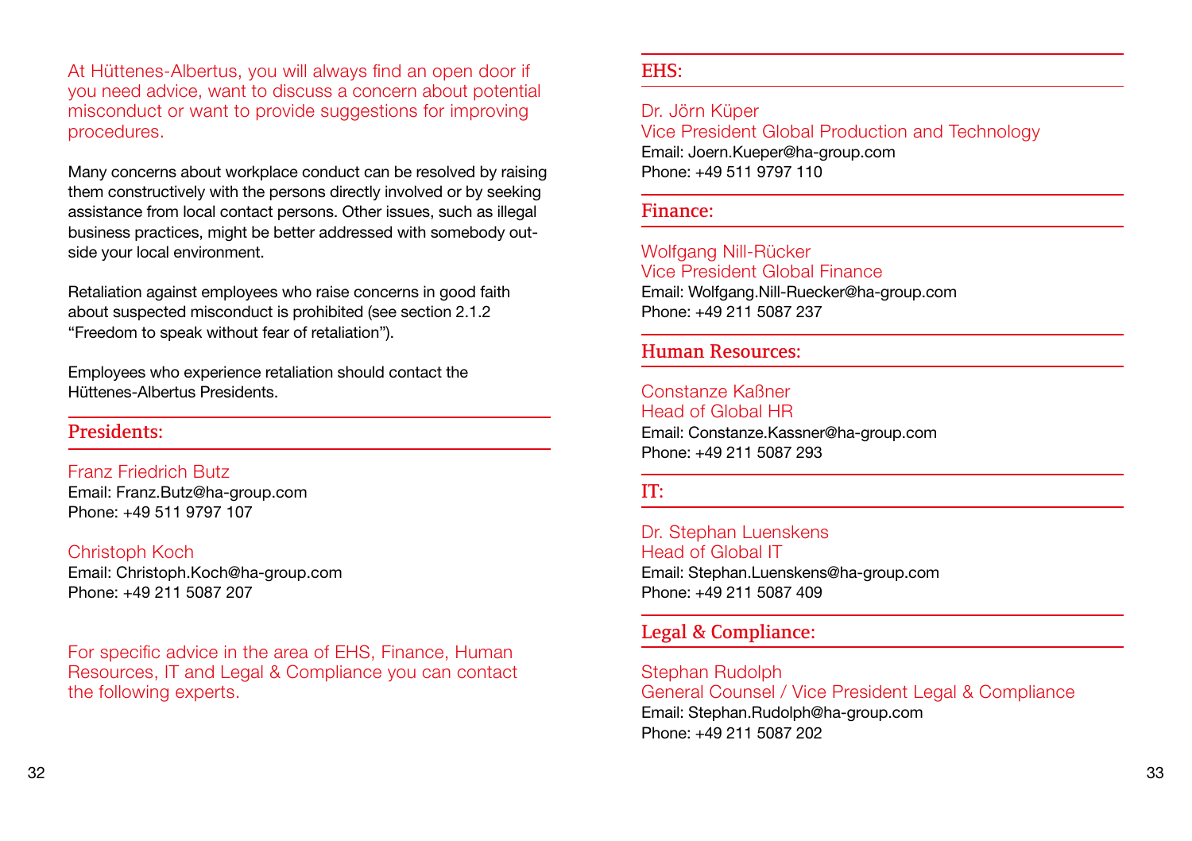At Hüttenes-Albertus, you will always find an open door if you need advice, want to discuss a concern about potential misconduct or want to provide suggestions for improving procedures.

Many concerns about workplace conduct can be resolved by raising them constructively with the persons directly involved or by seeking assistance from local contact persons. Other issues, such as illegal business practices, might be better addressed with somebody outside your local environment.

Retaliation against employees who raise concerns in good faith about suspected misconduct is prohibited (see section 2.1.2 "Freedom to speak without fear of retaliation").

Employees who experience retaliation should contact the Hüttenes-Albertus Presidents.

## Presidents:

Franz Friedrich Butz
Email: Franz.Butz@ha-group.com
Phone: +49 511 9797 107

Christoph Koch
Email: Christoph.Koch@ha-group.com
Phone: +49 211 5087 207

For specific advice in the area of EHS, Finance, Human Resources, IT and Legal & Compliance you can contact the following experts.

## EHS:

Dr. Jörn Küper
Vice President Global Production and Technology
Email: Joern.Kueper@ha-group.com
Phone: +49 511 9797 110

## Finance:

Wolfgang Nill-Rücker
Vice President Global Finance
Email: Wolfgang.Nill-Ruecker@ha-group.com
Phone: +49 211 5087 237

## Human Resources:

Constanze Kaßner
Head of Global HR
Email: Constanze.Kassner@ha-group.com
Phone: +49 211 5087 293

## IT:

Dr. Stephan Luenskens
Head of Global IT
Email: Stephan.Luenskens@ha-group.com
Phone: +49 211 5087 409

## Legal & Compliance:

Stephan Rudolph
General Counsel / Vice President Legal & Compliance
Email: Stephan.Rudolph@ha-group.com
Phone: +49 211 5087 202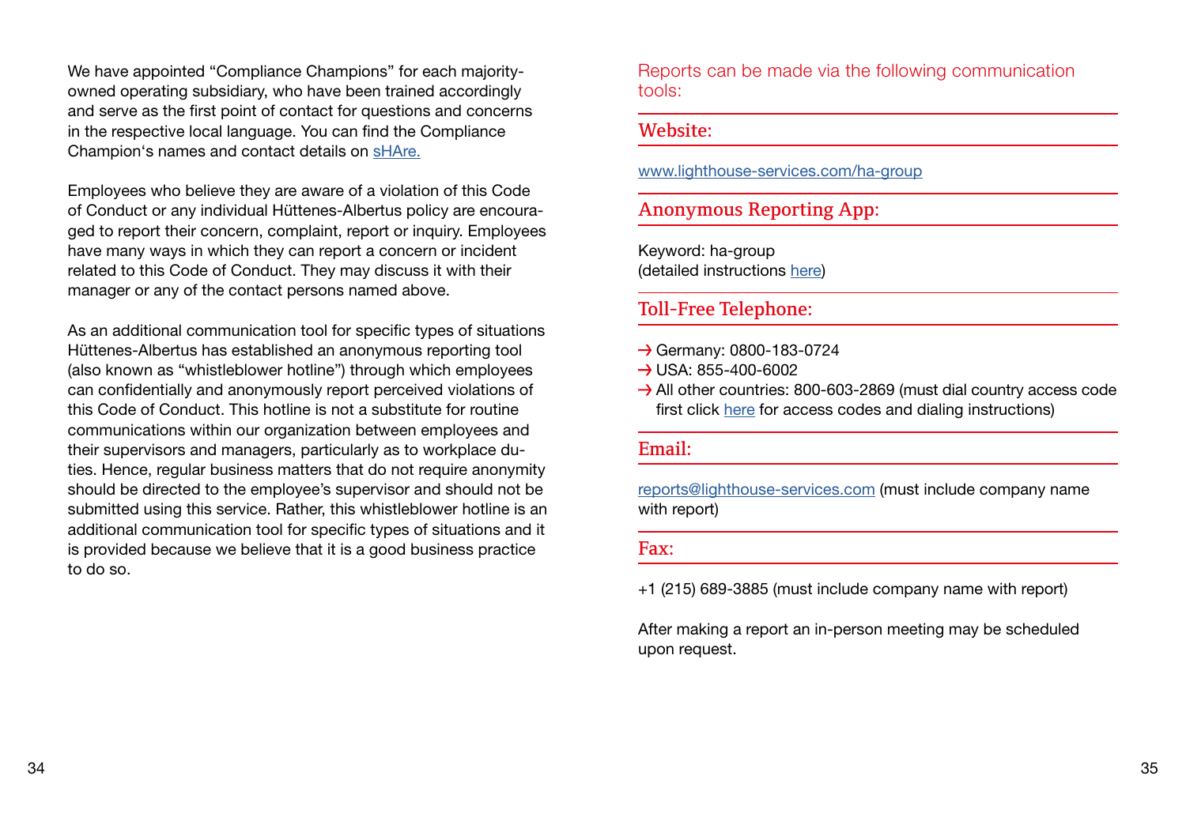We have appointed "Compliance Champions" for each majority-owned operating subsidiary, who have been trained accordingly and serve as the first point of contact for questions and concerns in the respective local language. You can find the Compliance Champion's names and contact details on sHAre.

Employees who believe they are aware of a violation of this Code of Conduct or any individual Hüttenes-Albertus policy are encouraged to report their concern, complaint, report or inquiry. Employees have many ways in which they can report a concern or incident related to this Code of Conduct. They may discuss it with their manager or any of the contact persons named above.

As an additional communication tool for specific types of situations Hüttenes-Albertus has established an anonymous reporting tool (also known as "whistleblower hotline") through which employees can confidentially and anonymously report perceived violations of this Code of Conduct. This hotline is not a substitute for routine communications within our organization between employees and their supervisors and managers, particularly as to workplace duties. Hence, regular business matters that do not require anonymity should be directed to the employee's supervisor and should not be submitted using this service. Rather, this whistleblower hotline is an additional communication tool for specific types of situations and it is provided because we believe that it is a good business practice to do so.

Reports can be made via the following communication tools:

## Website:

www.lighthouse-services.com/ha-group

## Anonymous Reporting App:

Keyword: ha-group
(detailed instructions here)

## Toll-Free Telephone:

- Germany: 0800-183-0724
- USA: 855-400-6002
- All other countries: 800-603-2869 (must dial country access code first click here for access codes and dialing instructions)

## Email:

reports@lighthouse-services.com (must include company name with report)

## Fax:

+1 (215) 689-3885 (must include company name with report)

After making a report an in-person meeting may be scheduled upon request.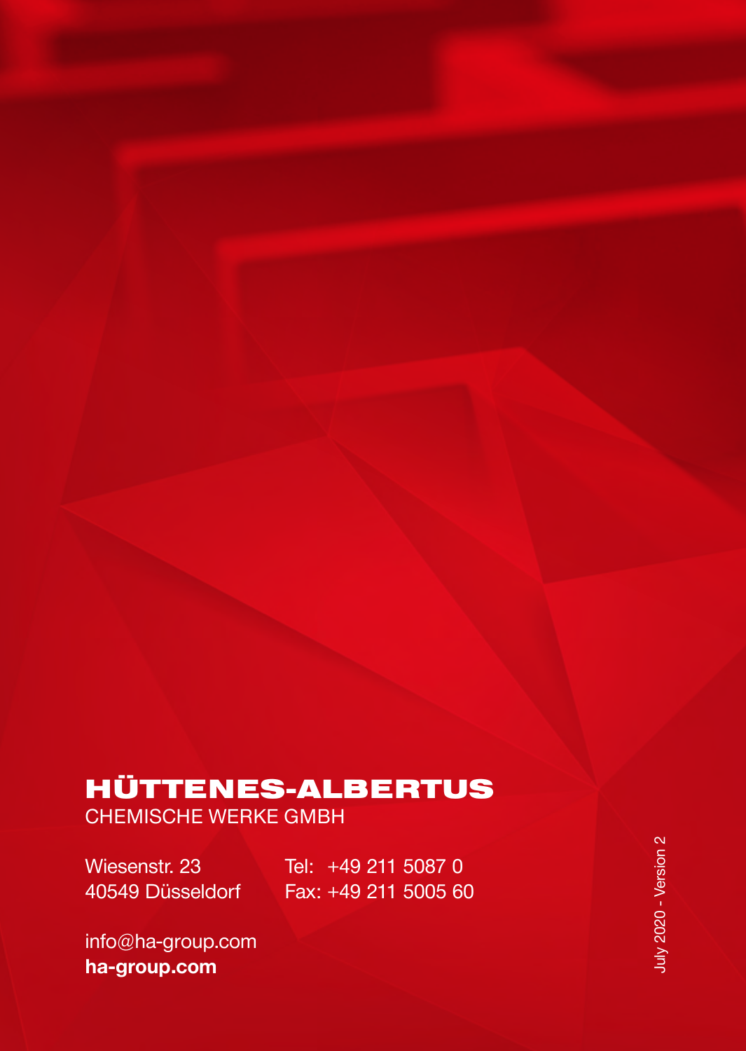**HÜTTENES-ALBERTUS**
CHEMISCHE WERKE GMBH

Wiesenstr. 23
40549 Düsseldorf

Tel: +49 211 5087 0
Fax: +49 211 5005 60

info@ha-group.com
**ha-group.com**

July 2020 - Version 2